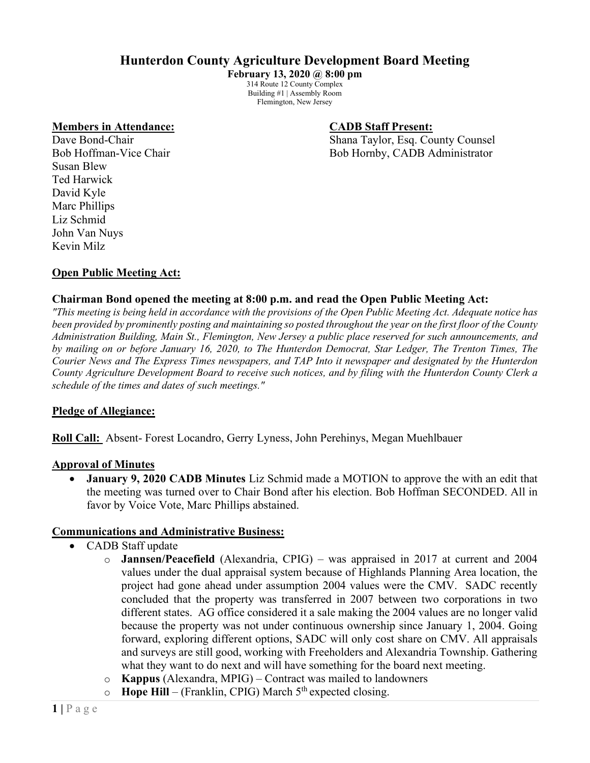# Hunterdon County Agriculture Development Board Meeting

**February 13, 2020 @ 8:00 pm**

314 Route 12 County Complex
Building #1 | Assembly Room
Flemington, New Jersey

**Members in Attendance:**

Dave Bond-Chair
Bob Hoffman-Vice Chair
Susan Blew
Ted Harwick
David Kyle
Marc Phillips
Liz Schmid
John Van Nuys
Kevin Milz

**CADB Staff Present:**

Shana Taylor, Esq. County Counsel
Bob Hornby, CADB Administrator

**Open Public Meeting Act:**

**Chairman Bond opened the meeting at 8:00 p.m. and read the Open Public Meeting Act:**

*"This meeting is being held in accordance with the provisions of the Open Public Meeting Act. Adequate notice has been provided by prominently posting and maintaining so posted throughout the year on the first floor of the County Administration Building, Main St., Flemington, New Jersey a public place reserved for such announcements, and by mailing on or before January 16, 2020, to The Hunterdon Democrat, Star Ledger, The Trenton Times, The Courier News and The Express Times newspapers, and TAP Into it newspaper and designated by the Hunterdon County Agriculture Development Board to receive such notices, and by filing with the Hunterdon County Clerk a schedule of the times and dates of such meetings."*

**Pledge of Allegiance:**

**Roll Call:** Absent- Forest Locandro, Gerry Lyness, John Perehinys, Megan Muehlbauer

**Approval of Minutes**

- **January 9, 2020 CADB Minutes** Liz Schmid made a MOTION to approve the with an edit that the meeting was turned over to Chair Bond after his election. Bob Hoffman SECONDED. All in favor by Voice Vote, Marc Phillips abstained.

**Communications and Administrative Business:**

- CADB Staff update
  - **Jannsen/Peacefield** (Alexandria, CPIG) – was appraised in 2017 at current and 2004 values under the dual appraisal system because of Highlands Planning Area location, the project had gone ahead under assumption 2004 values were the CMV. SADC recently concluded that the property was transferred in 2007 between two corporations in two different states. AG office considered it a sale making the 2004 values are no longer valid because the property was not under continuous ownership since January 1, 2004. Going forward, exploring different options, SADC will only cost share on CMV. All appraisals and surveys are still good, working with Freeholders and Alexandria Township. Gathering what they want to do next and will have something for the board next meeting.
  - **Kappus** (Alexandra, MPIG) – Contract was mailed to landowners
  - **Hope Hill** – (Franklin, CPIG) March 5th expected closing.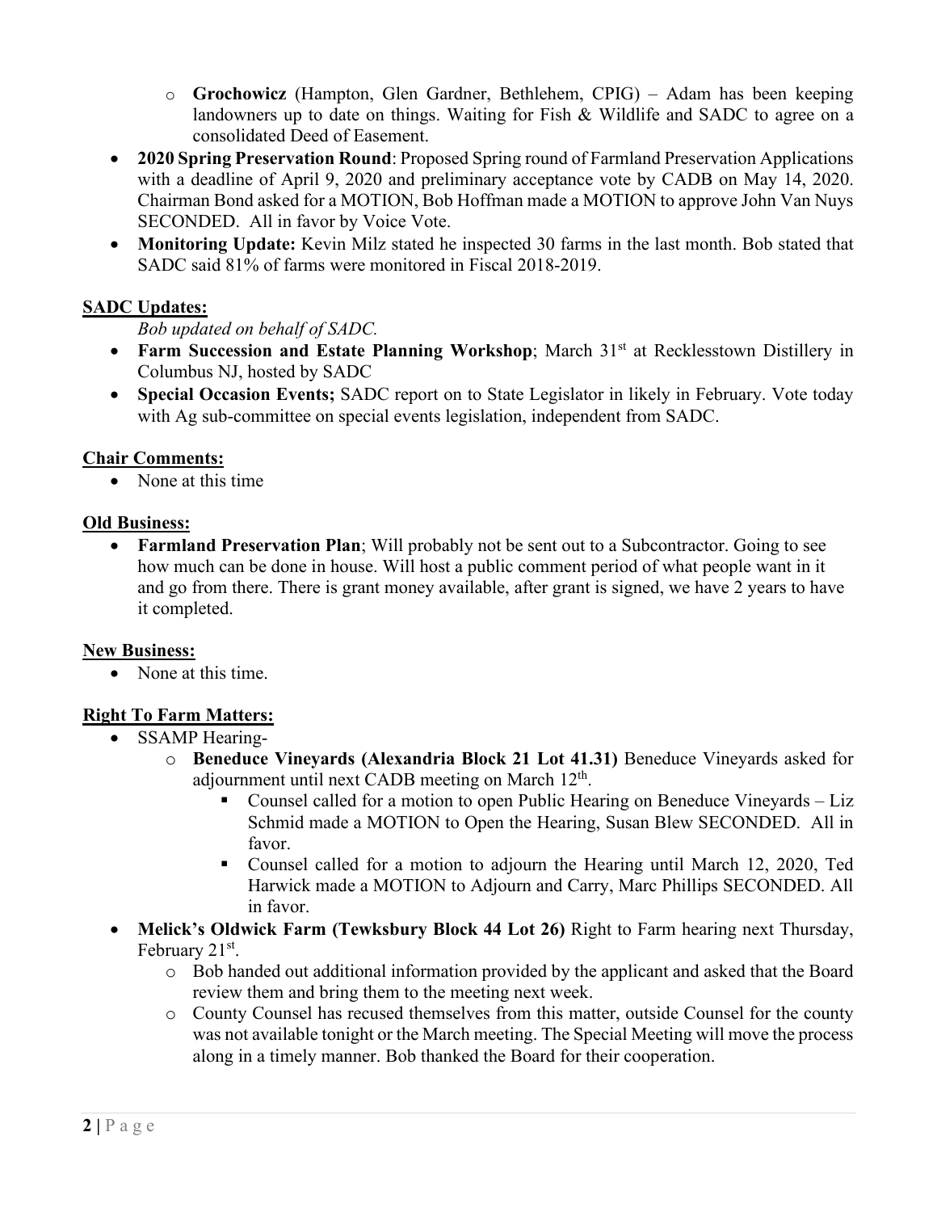- **Grochowicz** (Hampton, Glen Gardner, Bethlehem, CPIG) – Adam has been keeping landowners up to date on things. Waiting for Fish & Wildlife and SADC to agree on a consolidated Deed of Easement.

- **2020 Spring Preservation Round**: Proposed Spring round of Farmland Preservation Applications with a deadline of April 9, 2020 and preliminary acceptance vote by CADB on May 14, 2020. Chairman Bond asked for a MOTION, Bob Hoffman made a MOTION to approve John Van Nuys SECONDED. All in favor by Voice Vote.
- **Monitoring Update:** Kevin Milz stated he inspected 30 farms in the last month. Bob stated that SADC said 81% of farms were monitored in Fiscal 2018-2019.

**SADC Updates:**

*Bob updated on behalf of SADC.*

- **Farm Succession and Estate Planning Workshop**; March 31st at Recklesstown Distillery in Columbus NJ, hosted by SADC
- **Special Occasion Events;** SADC report on to State Legislator in likely in February. Vote today with Ag sub-committee on special events legislation, independent from SADC.

**Chair Comments:**

- None at this time

**Old Business:**

- **Farmland Preservation Plan**; Will probably not be sent out to a Subcontractor. Going to see how much can be done in house. Will host a public comment period of what people want in it and go from there. There is grant money available, after grant is signed, we have 2 years to have it completed.

**New Business:**

- None at this time.

**Right To Farm Matters:**

- SSAMP Hearing-
  - **Beneduce Vineyards (Alexandria Block 21 Lot 41.31)** Beneduce Vineyards asked for adjournment until next CADB meeting on March 12th.
    - Counsel called for a motion to open Public Hearing on Beneduce Vineyards – Liz Schmid made a MOTION to Open the Hearing, Susan Blew SECONDED. All in favor.
    - Counsel called for a motion to adjourn the Hearing until March 12, 2020, Ted Harwick made a MOTION to Adjourn and Carry, Marc Phillips SECONDED. All in favor.
- **Melick's Oldwick Farm (Tewksbury Block 44 Lot 26)** Right to Farm hearing next Thursday, February 21st.
  - Bob handed out additional information provided by the applicant and asked that the Board review them and bring them to the meeting next week.
  - County Counsel has recused themselves from this matter, outside Counsel for the county was not available tonight or the March meeting. The Special Meeting will move the process along in a timely manner. Bob thanked the Board for their cooperation.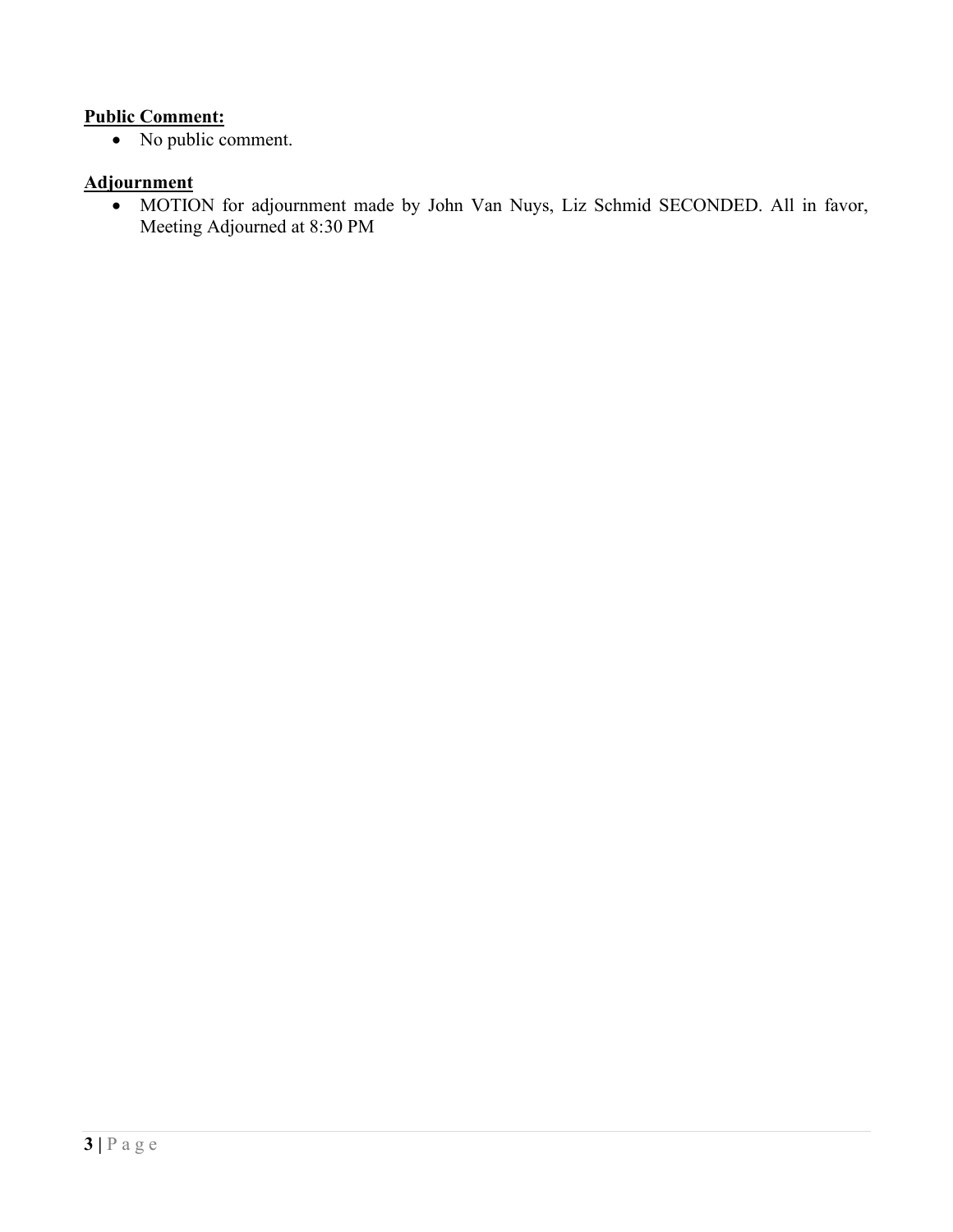**Public Comment:**

- No public comment.

**Adjournment**

- MOTION for adjournment made by John Van Nuys, Liz Schmid SECONDED. All in favor, Meeting Adjourned at 8:30 PM